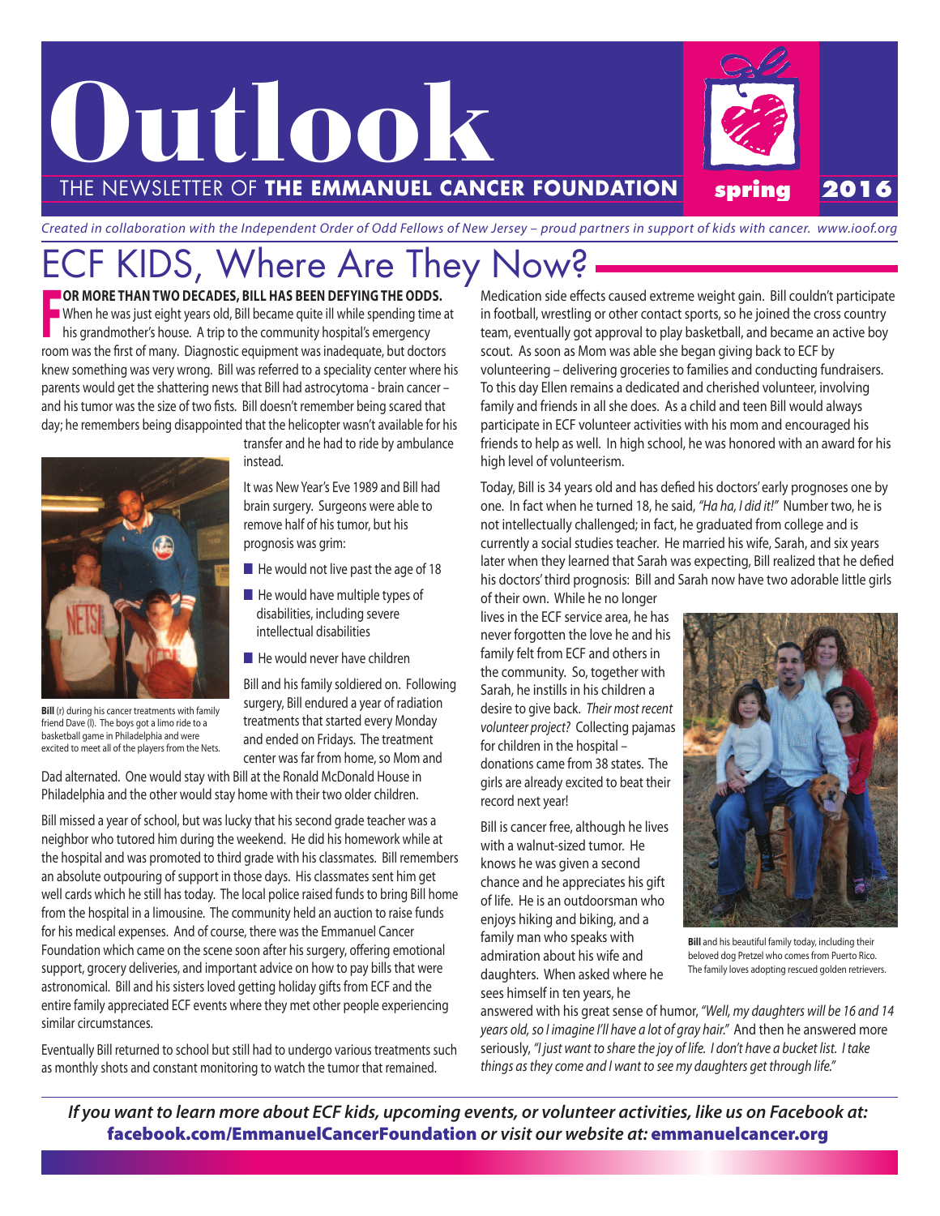# Outlook

THE NEWSLETTER OF **THE EMMANUEL CANCER FOUNDATION** spring 2016

*Created in collaboration with the Independent Order of Odd Fellows of New Jersey – proud partners in support of kids with cancer. www.ioof.org*

## ECF KIDS, Where Are They Now?

**FOR MORE THAN TWO DECADES, BILL HAS BEEN DEFYING THE ODDS.** When he was just eight years old, Bill became quite ill while spending time at his grandmother's house. A trip to the community hospital's emergency room was the first of many. Diagnostic equipment was inadequate, but doctors knew something was very wrong. Bill was referred to a speciality center where his parents would get the shattering news that Bill had astrocytoma - brain cancer – and his tumor was the size of two fists. Bill doesn't remember being scared that day; he remembers being disappointed that the helicopter wasn't available for his transfer and he had to ride by ambulance instead.

**Bill** (r) during his cancer treatments with family friend Dave (l). The boys got a limo ride to a basketball game in Philadelphia and were excited to meet all of the players from the Nets.

It was New Year's Eve 1989 and Bill had brain surgery. Surgeons were able to remove half of his tumor, but his prognosis was grim:

- He would not live past the age of 18
- He would have multiple types of disabilities, including severe intellectual disabilities
- He would never have children

Bill and his family soldiered on. Following surgery, Bill endured a year of radiation treatments that started every Monday and ended on Fridays. The treatment center was far from home, so Mom and Dad alternated. One would stay with Bill at the Ronald McDonald House in Philadelphia and the other would stay home with their two older children.

Bill missed a year of school, but was lucky that his second grade teacher was a neighbor who tutored him during the weekend. He did his homework while at the hospital and was promoted to third grade with his classmates. Bill remembers an absolute outpouring of support in those days. His classmates sent him get well cards which he still has today. The local police raised funds to bring Bill home from the hospital in a limousine. The community held an auction to raise funds for his medical expenses. And of course, there was the Emmanuel Cancer Foundation which came on the scene soon after his surgery, offering emotional support, grocery deliveries, and important advice on how to pay bills that were astronomical. Bill and his sisters loved getting holiday gifts from ECF and the entire family appreciated ECF events where they met other people experiencing similar circumstances.

Eventually Bill returned to school but still had to undergo various treatments such as monthly shots and constant monitoring to watch the tumor that remained. Medication side effects caused extreme weight gain. Bill couldn't participate in football, wrestling or other contact sports, so he joined the cross country team, eventually got approval to play basketball, and became an active boy scout. As soon as Mom was able she began giving back to ECF by volunteering – delivering groceries to families and conducting fundraisers. To this day Ellen remains a dedicated and cherished volunteer, involving family and friends in all she does. As a child and teen Bill would always participate in ECF volunteer activities with his mom and encouraged his friends to help as well. In high school, he was honored with an award for his high level of volunteerism.

Today, Bill is 34 years old and has defied his doctors' early prognoses one by one. In fact when he turned 18, he said, *"Ha ha, I did it!"* Number two, he is not intellectually challenged; in fact, he graduated from college and is currently a social studies teacher. He married his wife, Sarah, and six years later when they learned that Sarah was expecting, Bill realized that he defied his doctors' third prognosis: Bill and Sarah now have two adorable little girls of their own. While he no longer lives in the ECF service area, he has never forgotten the love he and his family felt from ECF and others in the community. So, together with Sarah, he instills in his children a desire to give back. *Their most recent volunteer project?* Collecting pajamas for children in the hospital – donations came from 38 states. The girls are already excited to beat their record next year!

**Bill** and his beautiful family today, including their beloved dog Pretzel who comes from Puerto Rico. The family loves adopting rescued golden retrievers.

Bill is cancer free, although he lives with a walnut-sized tumor. He knows he was given a second chance and he appreciates his gift of life. He is an outdoorsman who enjoys hiking and biking, and a family man who speaks with admiration about his wife and daughters. When asked where he sees himself in ten years, he answered with his great sense of humor, *"Well, my daughters will be 16 and 14 years old, so I imagine I'll have a lot of gray hair."* And then he answered more seriously, *"I just want to share the joy of life. I don't have a bucket list. I take things as they come and I want to see my daughters get through life."*

***If you want to learn more about ECF kids, upcoming events, or volunteer activities, like us on Facebook at:* facebook.com/EmmanuelCancerFoundation *or visit our website at:* emmanuelcancer.org**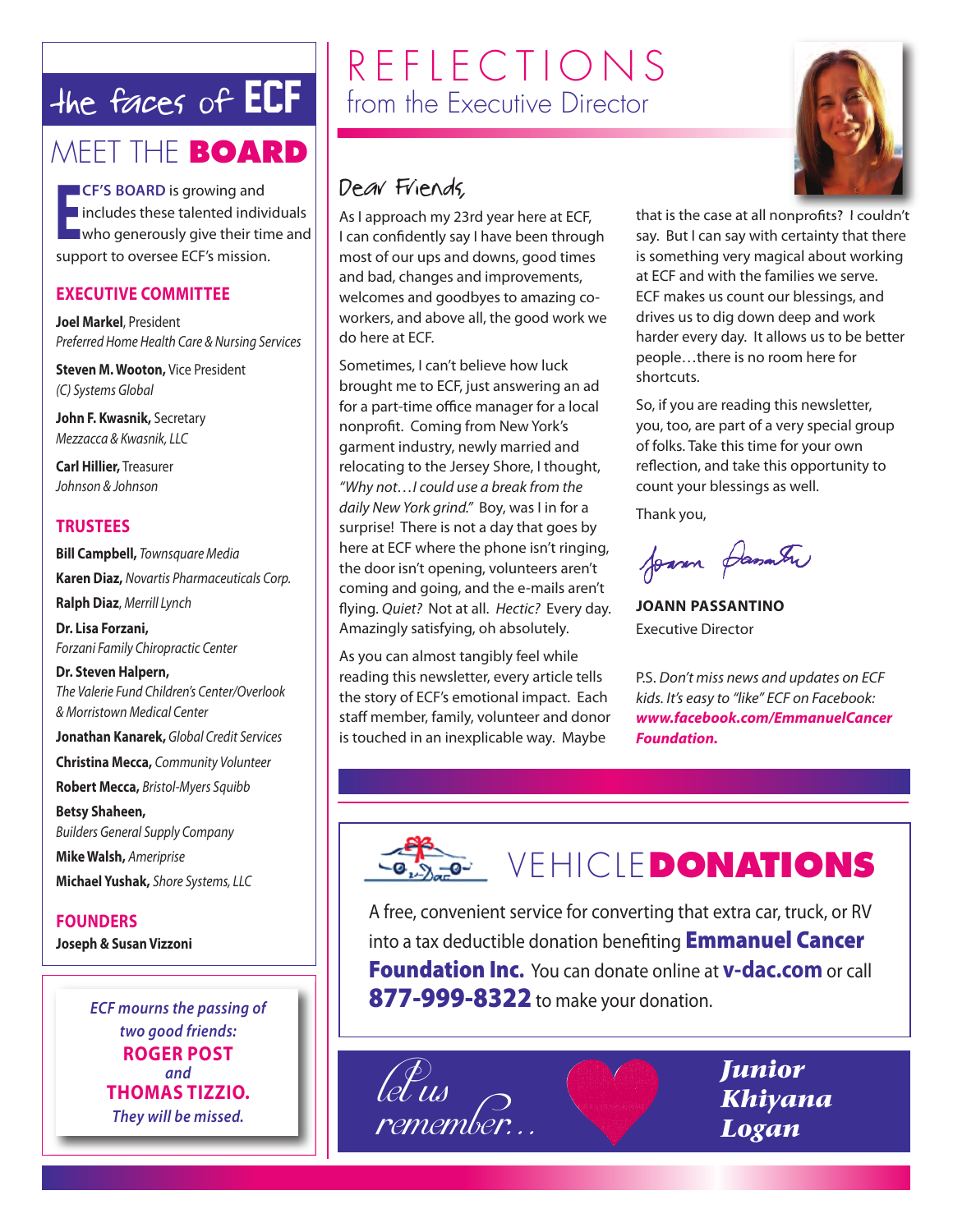# the faces of ECF

## MEET THE BOARD

**ECF'S BOARD** is growing and includes these talented individuals who generously give their time and support to oversee ECF's mission.

### EXECUTIVE COMMITTEE

**Joel Markel**, President
*Preferred Home Health Care & Nursing Services*

**Steven M. Wooton,** Vice President
*(C) Systems Global*

**John F. Kwasnik,** Secretary
*Mezzacca & Kwasnik, LLC*

**Carl Hillier,** Treasurer
*Johnson & Johnson*

### TRUSTEES

**Bill Campbell,** *Townsquare Media*

**Karen Diaz,** *Novartis Pharmaceuticals Corp.*

**Ralph Diaz**, *Merrill Lynch*

**Dr. Lisa Forzani,**
*Forzani Family Chiropractic Center*

**Dr. Steven Halpern,**
*The Valerie Fund Children's Center/Overlook & Morristown Medical Center*

**Jonathan Kanarek,** *Global Credit Services*

**Christina Mecca,** *Community Volunteer*

**Robert Mecca,** *Bristol-Myers Squibb*

**Betsy Shaheen,**
*Builders General Supply Company*

**Mike Walsh,** *Ameriprise*

**Michael Yushak,** *Shore Systems, LLC*

### FOUNDERS

**Joseph & Susan Vizzoni**

*ECF mourns the passing of two good friends:*
**ROGER POST**
*and*
**THOMAS TIZZIO.**
*They will be missed.*

# REFLECTIONS
## from the Executive Director

Dear Friends,

As I approach my 23rd year here at ECF, I can confidently say I have been through most of our ups and downs, good times and bad, changes and improvements, welcomes and goodbyes to amazing co-workers, and above all, the good work we do here at ECF.

Sometimes, I can't believe how luck brought me to ECF, just answering an ad for a part-time office manager for a local nonprofit. Coming from New York's garment industry, newly married and relocating to the Jersey Shore, I thought, *"Why not…I could use a break from the daily New York grind."* Boy, was I in for a surprise! There is not a day that goes by here at ECF where the phone isn't ringing, the door isn't opening, volunteers aren't coming and going, and the e-mails aren't flying. *Quiet?* Not at all. *Hectic?* Every day. Amazingly satisfying, oh absolutely.

As you can almost tangibly feel while reading this newsletter, every article tells the story of ECF's emotional impact. Each staff member, family, volunteer and donor is touched in an inexplicable way. Maybe that is the case at all nonprofits? I couldn't say. But I can say with certainty that there is something very magical about working at ECF and with the families we serve. ECF makes us count our blessings, and drives us to dig down deep and work harder every day. It allows us to be better people…there is no room here for shortcuts.

So, if you are reading this newsletter, you, too, are part of a very special group of folks. Take this time for your own reflection, and take this opportunity to count your blessings as well.

Thank you,

**JOANN PASSANTINO**
Executive Director

P.S. *Don't miss news and updates on ECF kids. It's easy to "like" ECF on Facebook:* ***www.facebook.com/EmmanuelCancerFoundation.***

## VEHICLE DONATIONS

A free, convenient service for converting that extra car, truck, or RV into a tax deductible donation benefiting **Emmanuel Cancer Foundation Inc.** You can donate online at **v-dac.com** or call **877-999-8322** to make your donation.

*let us remember…*

***Junior Khiyana Logan***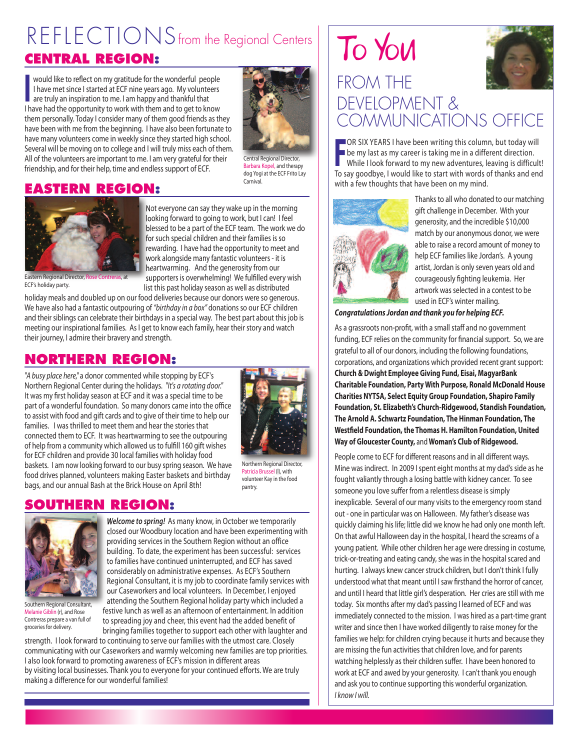# REFLECTIONS from the Regional Centers

## CENTRAL REGION:

I would like to reflect on my gratitude for the wonderful people I have met since I started at ECF nine years ago. My volunteers are truly an inspiration to me. I am happy and thankful that I have had the opportunity to work with them and to get to know them personally. Today I consider many of them good friends as they have been with me from the beginning. I have also been fortunate to have many volunteers come in weekly since they started high school. Several will be moving on to college and I will truly miss each of them. All of the volunteers are important to me. I am very grateful for their friendship, and for their help, time and endless support of ECF.

Central Regional Director, Barbara Kopel, and therapy dog Yogi at the ECF Frito Lay Carnival.

## EASTERN REGION:

Eastern Regional Director, Rose Contreras, at ECF's holiday party.

Not everyone can say they wake up in the morning looking forward to going to work, but I can! I feel blessed to be a part of the ECF team. The work we do for such special children and their families is so rewarding. I have had the opportunity to meet and work alongside many fantastic volunteers - it is heartwarming. And the generosity from our supporters is overwhelming! We fulfilled every wish list this past holiday season as well as distributed holiday meals and doubled up on our food deliveries because our donors were so generous. We have also had a fantastic outpouring of *"birthday in a box"* donations so our ECF children and their siblings can celebrate their birthdays in a special way. The best part about this job is meeting our inspirational families. As I get to know each family, hear their story and watch their journey, I admire their bravery and strength.

## NORTHERN REGION:

*"A busy place here,"* a donor commented while stopping by ECF's Northern Regional Center during the holidays. *"It's a rotating door."* It was my first holiday season at ECF and it was a special time to be part of a wonderful foundation. So many donors came into the office to assist with food and gift cards and to give of their time to help our families. I was thrilled to meet them and hear the stories that connected them to ECF. It was heartwarming to see the outpouring of help from a community which allowed us to fulfill 160 gift wishes for ECF children and provide 30 local families with holiday food baskets. I am now looking forward to our busy spring season. We have food drives planned, volunteers making Easter baskets and birthday bags, and our annual Bash at the Brick House on April 8th!

Northern Regional Director, Patricia Brussel (l), with volunteer Kay in the food pantry.

## SOUTHERN REGION:

Southern Regional Consultant, Melanie Giblin (r), and Rose Contreras prepare a van full of groceries for delivery.

***Welcome to spring!*** As many know, in October we temporarily closed our Woodbury location and have been experimenting with providing services in the Southern Region without an office building. To date, the experiment has been successful: services to families have continued uninterrupted, and ECF has saved considerably on administrative expenses. As ECF's Southern Regional Consultant, it is my job to coordinate family services with our Caseworkers and local volunteers. In December, I enjoyed attending the Southern Regional holiday party which included a festive lunch as well as an afternoon of entertainment. In addition to spreading joy and cheer, this event had the added benefit of bringing families together to support each other with laughter and strength. I look forward to continuing to serve our families with the utmost care. Closely communicating with our Caseworkers and warmly welcoming new families are top priorities. I also look forward to promoting awareness of ECF's mission in different areas by visiting local businesses. Thank you to everyone for your continued efforts. We are truly making a difference for our wonderful families!

# To You

## FROM THE DEVELOPMENT & COMMUNICATIONS OFFICE

FOR SIX YEARS I have been writing this column, but today will be my last as my career is taking me in a different direction. While I look forward to my new adventures, leaving is difficult! To say goodbye, I would like to start with words of thanks and end with a few thoughts that have been on my mind.

Thanks to all who donated to our matching gift challenge in December. With your generosity, and the incredible $10,000 match by our anonymous donor, we were able to raise a record amount of money to help ECF families like Jordan's. A young artist, Jordan is only seven years old and courageously fighting leukemia. Her artwork was selected in a contest to be used in ECF's winter mailing.

***Congratulations Jordan and thank you for helping ECF.***

As a grassroots non-profit, with a small staff and no government funding, ECF relies on the community for financial support. So, we are grateful to all of our donors, including the following foundations, corporations, and organizations which provided recent grant support: **Church & Dwight Employee Giving Fund, Eisai, MagyarBank Charitable Foundation, Party With Purpose, Ronald McDonald House Charities NYTSA, Select Equity Group Foundation, Shapiro Family Foundation, St. Elizabeth's Church-Ridgewood, Standish Foundation, The Arnold A. Schwartz Foundation, The Hinman Foundation, The Westfield Foundation, the Thomas H. Hamilton Foundation, United Way of Gloucester County,** and **Woman's Club of Ridgewood.**

People come to ECF for different reasons and in all different ways. Mine was indirect. In 2009 I spent eight months at my dad's side as he fought valiantly through a losing battle with kidney cancer. To see someone you love suffer from a relentless disease is simply inexplicable. Several of our many visits to the emergency room stand out - one in particular was on Halloween. My father's disease was quickly claiming his life; little did we know he had only one month left. On that awful Halloween day in the hospital, I heard the screams of a young patient. While other children her age were dressing in costume, trick-or-treating and eating candy, she was in the hospital scared and hurting. I always knew cancer struck children, but I don't think I fully understood what that meant until I saw firsthand the horror of cancer, and until I heard that little girl's desperation. Her cries are still with me today. Six months after my dad's passing I learned of ECF and was immediately connected to the mission. I was hired as a part-time grant writer and since then I have worked diligently to raise money for the families we help: for children crying because it hurts and because they are missing the fun activities that children love, and for parents watching helplessly as their children suffer. I have been honored to work at ECF and awed by your generosity. I can't thank you enough and ask you to continue supporting this wonderful organization.

*I know I will.*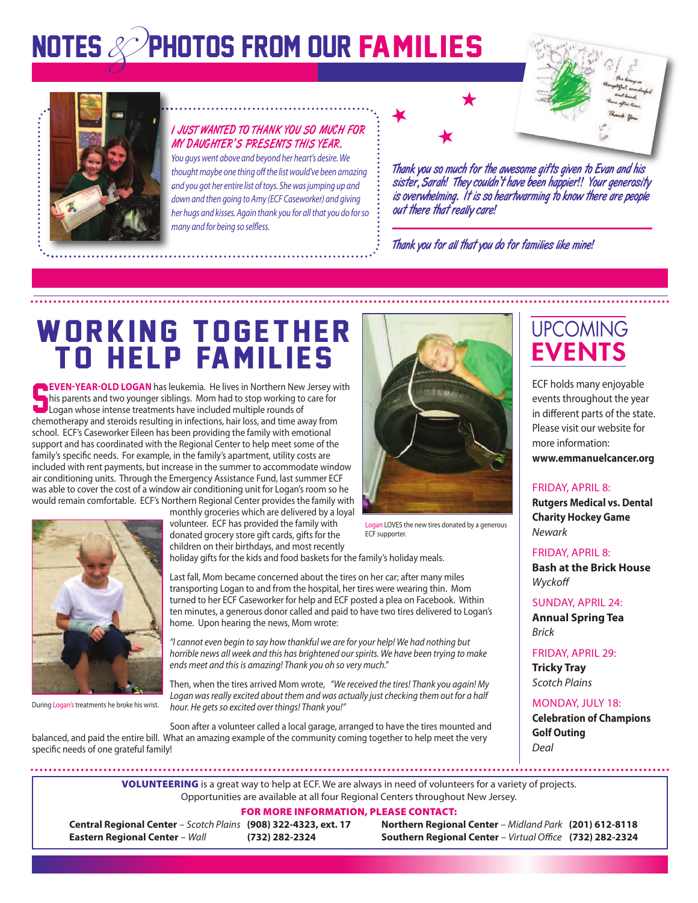# NOTES & PHOTOS FROM OUR FAMILIES

*I JUST WANTED TO THANK YOU SO MUCH FOR MY DAUGHTER'S PRESENTS THIS YEAR.*

*You guys went above and beyond her heart's desire. We thought maybe one thing off the list would've been amazing and you got her entire list of toys. She was jumping up and down and then going to Amy (ECF Caseworker) and giving her hugs and kisses. Again thank you for all that you do for so many and for being so selfless.*

*Thank you so much for the awesome gifts given to Evan and his sister, Sarah! They couldn't have been happier!! Your generosity is overwhelming. It is so heartwarming to know there are people out there that really care!*

*Thank you for all that you do for families like mine!*

# WORKING TOGETHER TO HELP FAMILIES

**SEVEN-YEAR-OLD LOGAN** has leukemia. He lives in Northern New Jersey with his parents and two younger siblings. Mom had to stop working to care for Logan whose intense treatments have included multiple rounds of chemotherapy and steroids resulting in infections, hair loss, and time away from school. ECF's Caseworker Eileen has been providing the family with emotional support and has coordinated with the Regional Center to help meet some of the family's specific needs. For example, in the family's apartment, utility costs are included with rent payments, but increase in the summer to accommodate window air conditioning units. Through the Emergency Assistance Fund, last summer ECF was able to cover the cost of a window air conditioning unit for Logan's room so he would remain comfortable. ECF's Northern Regional Center provides the family with monthly groceries which are delivered by a loyal volunteer. ECF has provided the family with donated grocery store gift cards, gifts for the children on their birthdays, and most recently holiday gifts for the kids and food baskets for the family's holiday meals.

Last fall, Mom became concerned about the tires on her car; after many miles transporting Logan to and from the hospital, her tires were wearing thin. Mom turned to her ECF Caseworker for help and ECF posted a plea on Facebook. Within ten minutes, a generous donor called and paid to have two tires delivered to Logan's home. Upon hearing the news, Mom wrote:

*"I cannot even begin to say how thankful we are for your help! We had nothing but horrible news all week and this has brightened our spirits. We have been trying to make ends meet and this is amazing! Thank you oh so very much."*

Then, when the tires arrived Mom wrote, *"We received the tires! Thank you again! My Logan was really excited about them and was actually just checking them out for a half hour. He gets so excited over things! Thank you!"*

Soon after a volunteer called a local garage, arranged to have the tires mounted and balanced, and paid the entire bill. What an amazing example of the community coming together to help meet the very specific needs of one grateful family!

Logan LOVES the new tires donated by a generous ECF supporter.

During Logan's treatments he broke his wrist.

## UPCOMING EVENTS

ECF holds many enjoyable events throughout the year in different parts of the state. Please visit our website for more information: **www.emmanuelcancer.org**

FRIDAY, APRIL 8:
**Rutgers Medical vs. Dental Charity Hockey Game**
*Newark*

FRIDAY, APRIL 8:
**Bash at the Brick House**
*Wyckoff*

SUNDAY, APRIL 24:
**Annual Spring Tea**
*Brick*

FRIDAY, APRIL 29:
**Tricky Tray**
*Scotch Plains*

MONDAY, JULY 18:
**Celebration of Champions Golf Outing**
*Deal*

**VOLUNTEERING** is a great way to help at ECF. We are always in need of volunteers for a variety of projects. Opportunities are available at all four Regional Centers throughout New Jersey.

**FOR MORE INFORMATION, PLEASE CONTACT:**

**Central Regional Center** – *Scotch Plains* **(908) 322-4323, ext. 17**
**Eastern Regional Center** – *Wall* **(732) 282-2324**
**Northern Regional Center** – *Midland Park* **(201) 612-8118**
**Southern Regional Center** – *Virtual Office* **(732) 282-2324**